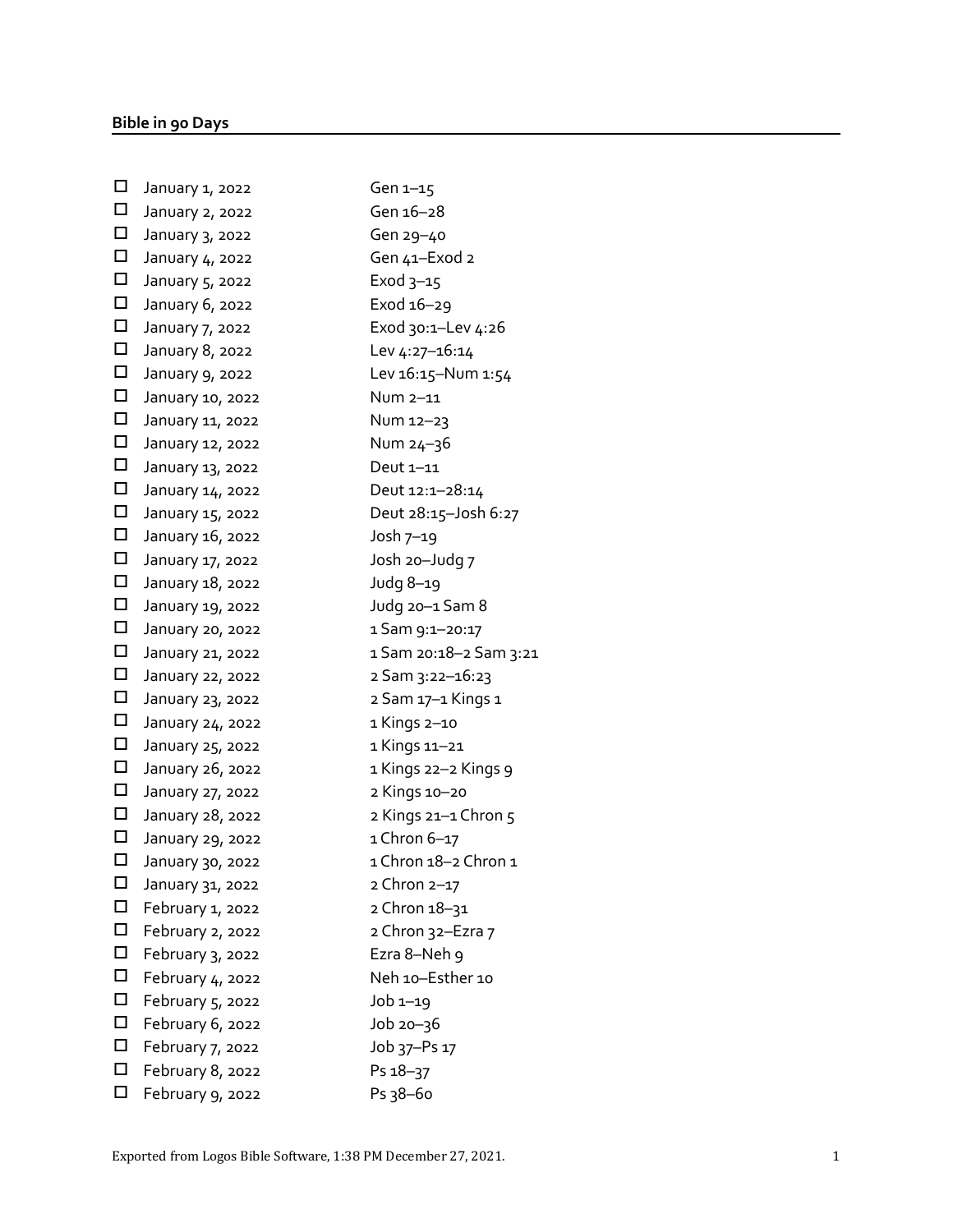**Bible in 90 Days**

- ☐ January 1, 2022 Gen 1–15
- ☐ January 2, 2022 Gen 16–28
- ☐ January 3, 2022 Gen 29–40
- ☐ January 4, 2022 Gen 41–Exod 2
- ☐ January 5, 2022 Exod 3–15
- ☐ January 6, 2022 Exod 16–29
- ☐ January 7, 2022 Exod 30:1–Lev 4:26
- ☐ January 8, 2022 Lev 4:27–16:14
- ☐ January 9, 2022 Lev 16:15–Num 1:54
- ☐ January 10, 2022 Num 2–11
- ☐ January 11, 2022 Num 12–23
- ☐ January 12, 2022 Num 24–36
- ☐ January 13, 2022 Deut 1–11
- ☐ January 14, 2022 Deut 12:1–28:14
- ☐ January 15, 2022 Deut 28:15–Josh 6:27
- ☐ January 16, 2022 Josh 7–19
- ☐ January 17, 2022 Josh 20–Judg 7
- ☐ January 18, 2022 Judg 8–19
- ☐ January 19, 2022 Judg 20–1 Sam 8
- ☐ January 20, 2022 1 Sam 9:1–20:17
- ☐ January 21, 2022 1 Sam 20:18–2 Sam 3:21
- ☐ January 22, 2022 2 Sam 3:22–16:23
- ☐ January 23, 2022 2 Sam 17–1 Kings 1
- ☐ January 24, 2022 1 Kings 2–10
- ☐ January 25, 2022 1 Kings 11–21
- ☐ January 26, 2022 1 Kings 22–2 Kings 9
- ☐ January 27, 2022 2 Kings 10–20
- ☐ January 28, 2022 2 Kings 21–1 Chron 5
- ☐ January 29, 2022 1 Chron 6–17
- ☐ January 30, 2022 1 Chron 18–2 Chron 1
- ☐ January 31, 2022 2 Chron 2–17
- ☐ February 1, 2022 2 Chron 18–31
- ☐ February 2, 2022 2 Chron 32–Ezra 7
- ☐ February 3, 2022 Ezra 8–Neh 9
- ☐ February 4, 2022 Neh 10–Esther 10
- ☐ February 5, 2022 Job 1–19
- ☐ February 6, 2022 Job 20–36
- ☐ February 7, 2022 Job 37–Ps 17
- ☐ February 8, 2022 Ps 18–37
- ☐ February 9, 2022 Ps 38–60

Exported from Logos Bible Software, 1:38 PM December 27, 2021.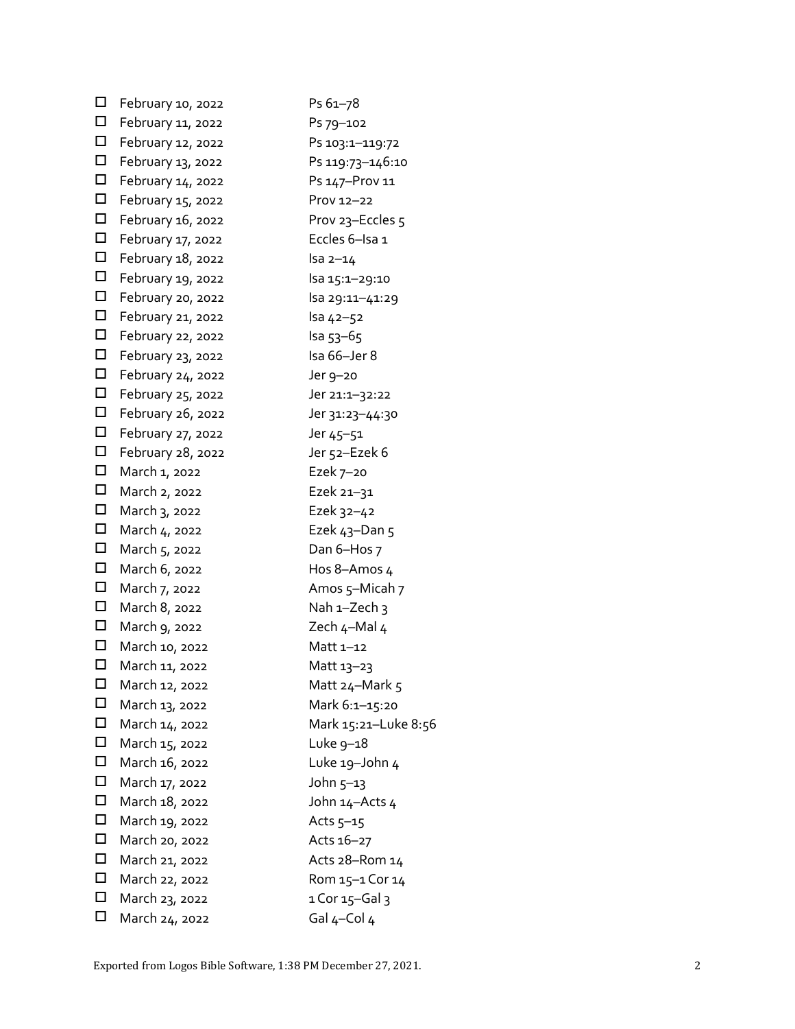- ☐ February 10, 2022 Ps 61–78
- ☐ February 11, 2022 Ps 79–102
- ☐ February 12, 2022 Ps 103:1–119:72
- ☐ February 13, 2022 Ps 119:73–146:10
- ☐ February 14, 2022 Ps 147–Prov 11
- ☐ February 15, 2022 Prov 12–22
- ☐ February 16, 2022 Prov 23–Eccles 5
- ☐ February 17, 2022 Eccles 6–Isa 1
- ☐ February 18, 2022 Isa 2–14
- ☐ February 19, 2022 Isa 15:1–29:10
- ☐ February 20, 2022 Isa 29:11–41:29
- ☐ February 21, 2022 Isa 42–52
- ☐ February 22, 2022 Isa 53–65
- ☐ February 23, 2022 Isa 66–Jer 8
- ☐ February 24, 2022 Jer 9–20
- ☐ February 25, 2022 Jer 21:1–32:22
- ☐ February 26, 2022 Jer 31:23–44:30
- ☐ February 27, 2022 Jer 45–51
- ☐ February 28, 2022 Jer 52–Ezek 6
- ☐ March 1, 2022 Ezek 7–20
- ☐ March 2, 2022 Ezek 21–31
- ☐ March 3, 2022 Ezek 32–42
- ☐ March 4, 2022 Ezek 43–Dan 5
- ☐ March 5, 2022 Dan 6–Hos 7
- ☐ March 6, 2022 Hos 8–Amos 4
- ☐ March 7, 2022 Amos 5–Micah 7
- ☐ March 8, 2022 Nah 1–Zech 3
- ☐ March 9, 2022 Zech 4–Mal 4
- ☐ March 10, 2022 Matt 1–12
- ☐ March 11, 2022 Matt 13–23
- ☐ March 12, 2022 Matt 24–Mark 5
- ☐ March 13, 2022 Mark 6:1–15:20
- ☐ March 14, 2022 Mark 15:21–Luke 8:56
- ☐ March 15, 2022 Luke 9–18
- ☐ March 16, 2022 Luke 19–John 4
- ☐ March 17, 2022 John 5–13
- ☐ March 18, 2022 John 14–Acts 4
- ☐ March 19, 2022 Acts 5–15
- ☐ March 20, 2022 Acts 16–27
- ☐ March 21, 2022 Acts 28–Rom 14
- ☐ March 22, 2022 Rom 15–1 Cor 14
- ☐ March 23, 2022 1 Cor 15–Gal 3
- ☐ March 24, 2022 Gal 4–Col 4

Exported from Logos Bible Software, 1:38 PM December 27, 2021.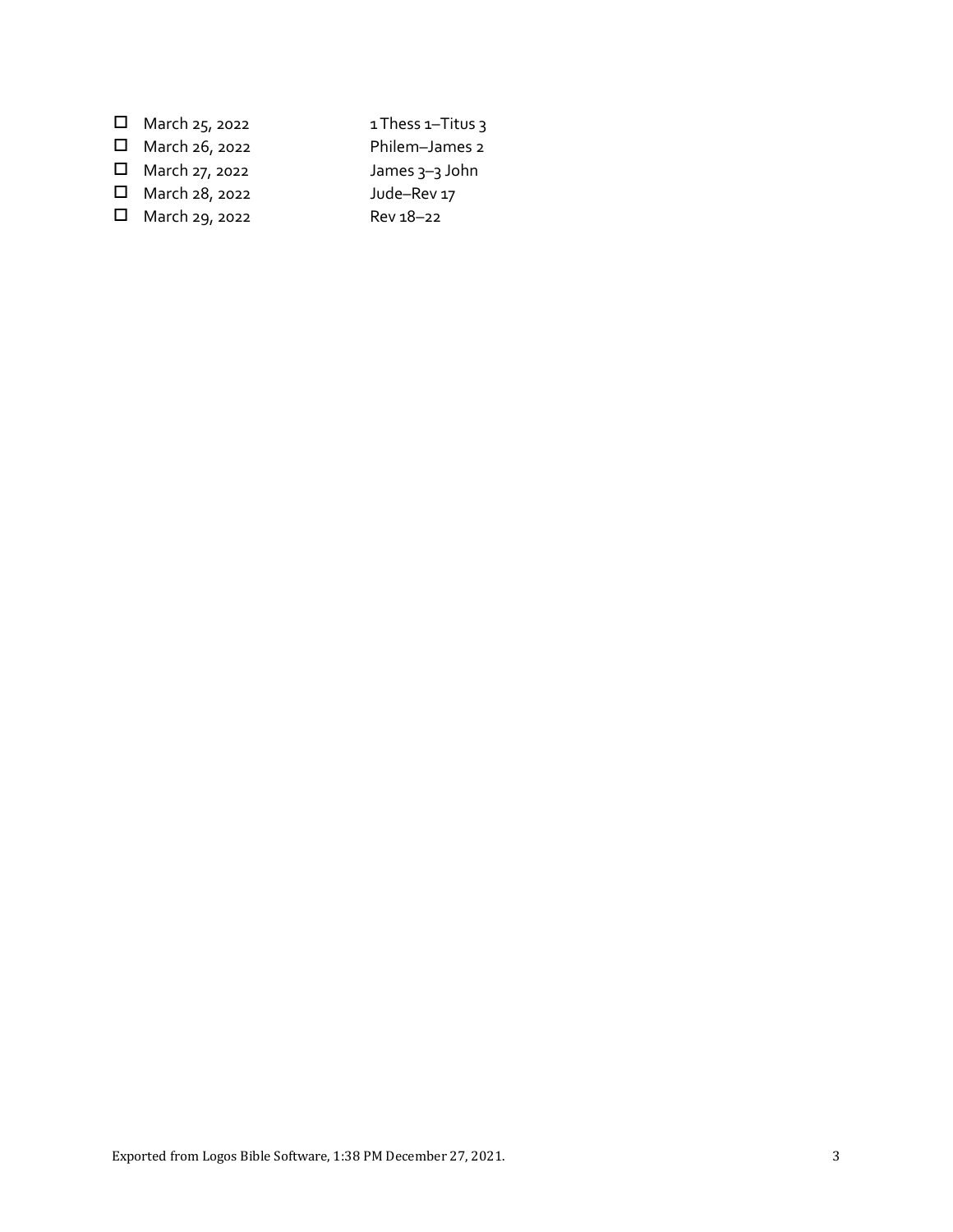- ☐ March 25, 2022 — 1 Thess 1–Titus 3
- ☐ March 26, 2022 — Philem–James 2
- ☐ March 27, 2022 — James 3–3 John
- ☐ March 28, 2022 — Jude–Rev 17
- ☐ March 29, 2022 — Rev 18–22

Exported from Logos Bible Software, 1:38 PM December 27, 2021.